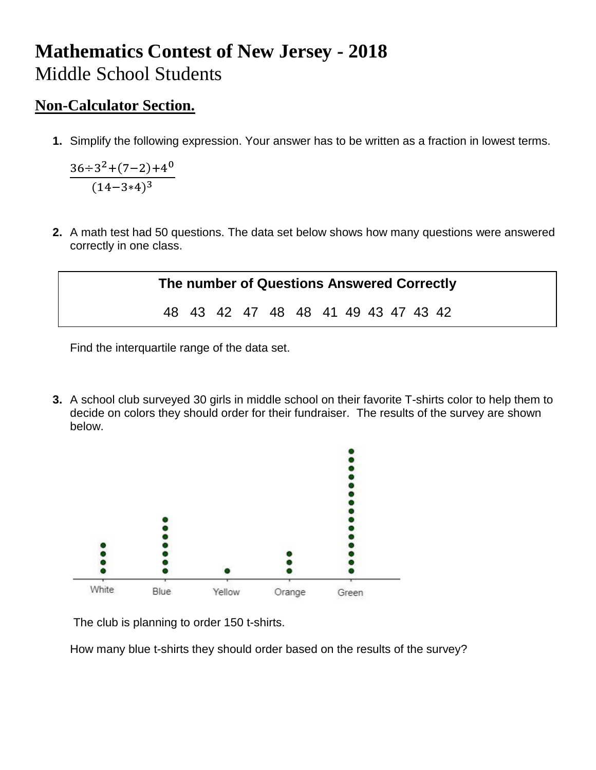# Mathematics Contest of New Jersey - 2018

Middle School Students

## Non-Calculator Section.

**1.** Simplify the following expression. Your answer has to be written as a fraction in lowest terms.

$$\frac{36 \div 3^2 + (7-2) + 4^0}{(14 - 3 * 4)^3}$$

**2.** A math test had 50 questions. The data set below shows how many questions were answered correctly in one class.

| The number of Questions Answered Correctly |
|---|
| 48 43 42 47 48 48 41 49 43 47 43 42 |

Find the interquartile range of the data set.

**3.** A school club surveyed 30 girls in middle school on their favorite T-shirts color to help them to decide on colors they should order for their fundraiser. The results of the survey are shown below.

White Blue Yellow Orange Green

The club is planning to order 150 t-shirts.

How many blue t-shirts they should order based on the results of the survey?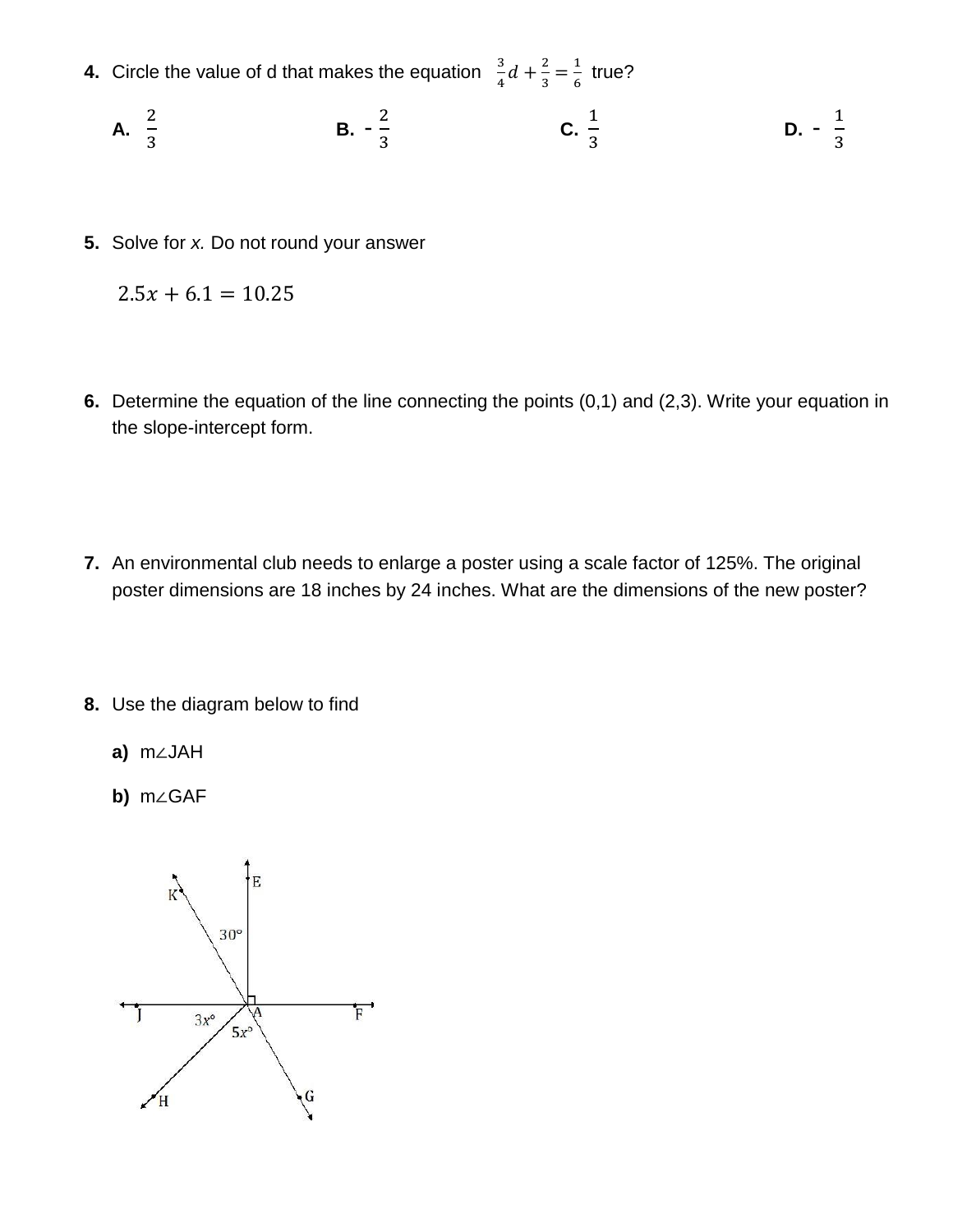**4.** Circle the value of d that makes the equation $\frac{3}{4}d + \frac{2}{3} = \frac{1}{6}$ true?

**A.** $\frac{2}{3}$ **B.** $-\frac{2}{3}$ **C.** $\frac{1}{3}$ **D.** $-\frac{1}{3}$

**5.** Solve for *x.* Do not round your answer

$$2.5x + 6.1 = 10.25$$

**6.** Determine the equation of the line connecting the points (0,1) and (2,3). Write your equation in the slope-intercept form.

**7.** An environmental club needs to enlarge a poster using a scale factor of 125%. The original poster dimensions are 18 inches by 24 inches. What are the dimensions of the new poster?

**8.** Use the diagram below to find

**a)** m∠JAH

**b)** m∠GAF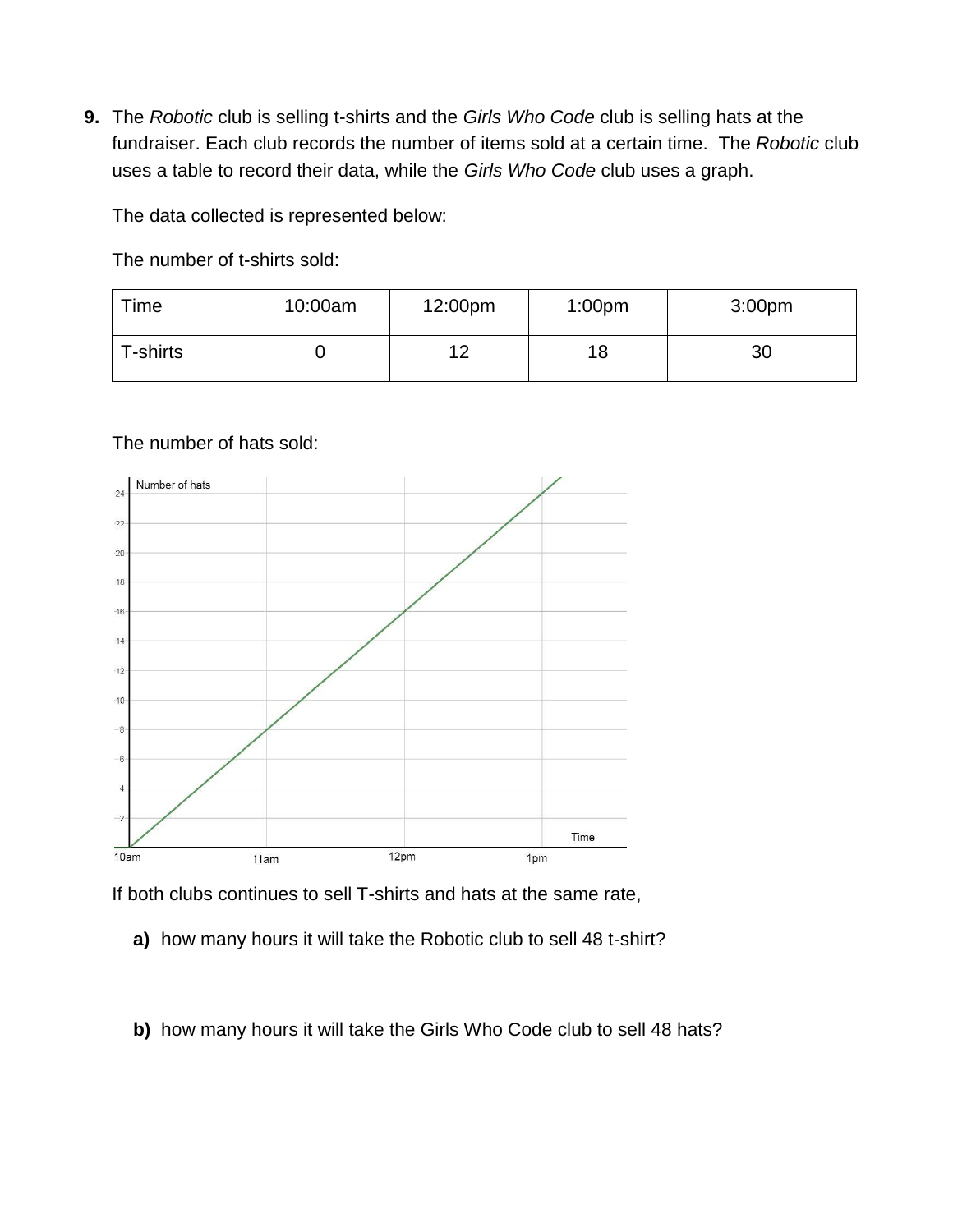**9.** The *Robotic* club is selling t-shirts and the *Girls Who Code* club is selling hats at the fundraiser. Each club records the number of items sold at a certain time. The *Robotic* club uses a table to record their data, while the *Girls Who Code* club uses a graph.

The data collected is represented below:

The number of t-shirts sold:

| Time | 10:00am | 12:00pm | 1:00pm | 3:00pm |
|---|---|---|---|---|
| T-shirts | 0 | 12 | 18 | 30 |

The number of hats sold:

If both clubs continues to sell T-shirts and hats at the same rate,

**a)** how many hours it will take the Robotic club to sell 48 t-shirt?

**b)** how many hours it will take the Girls Who Code club to sell 48 hats?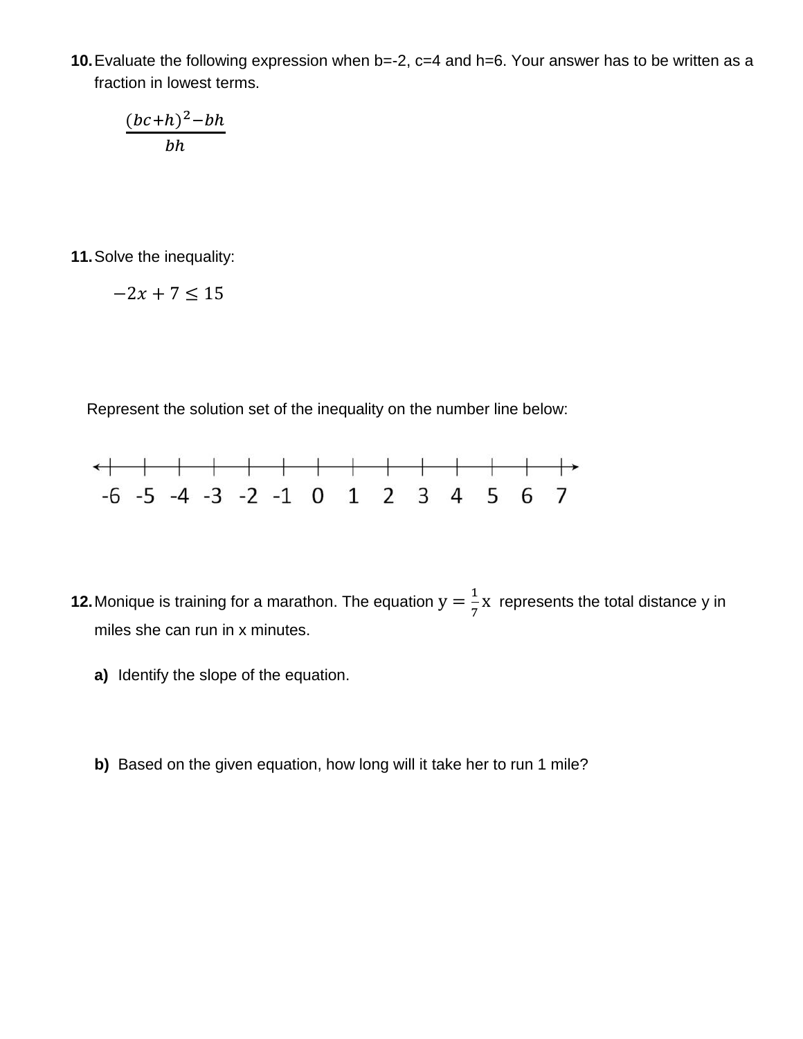**10.** Evaluate the following expression when b=-2, c=4 and h=6. Your answer has to be written as a fraction in lowest terms.

$$\frac{(bc+h)^2 - bh}{bh}$$

**11.** Solve the inequality:

$$-2x + 7 \leq 15$$

Represent the solution set of the inequality on the number line below:

-6 -5 -4 -3 -2 -1 0 1 2 3 4 5 6 7

**12.** Monique is training for a marathon. The equation $y = \frac{1}{7}x$ represents the total distance y in miles she can run in x minutes.

**a)** Identify the slope of the equation.

**b)** Based on the given equation, how long will it take her to run 1 mile?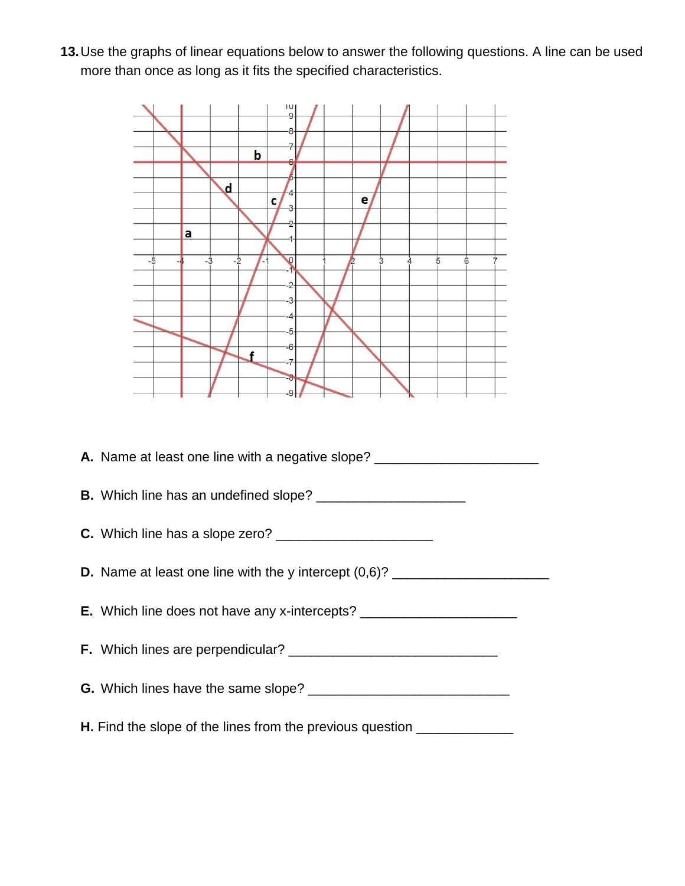**13.** Use the graphs of linear equations below to answer the following questions. A line can be used more than once as long as it fits the specified characteristics.

**A.** Name at least one line with a negative slope? ______________________

**B.** Which line has an undefined slope? ____________________

**C.** Which line has a slope zero? _____________________

**D.** Name at least one line with the y intercept (0,6)? _____________________

**E.** Which line does not have any x-intercepts? _____________________

**F.** Which lines are perpendicular? ____________________________

**G.** Which lines have the same slope? ___________________________

**H.** Find the slope of the lines from the previous question _____________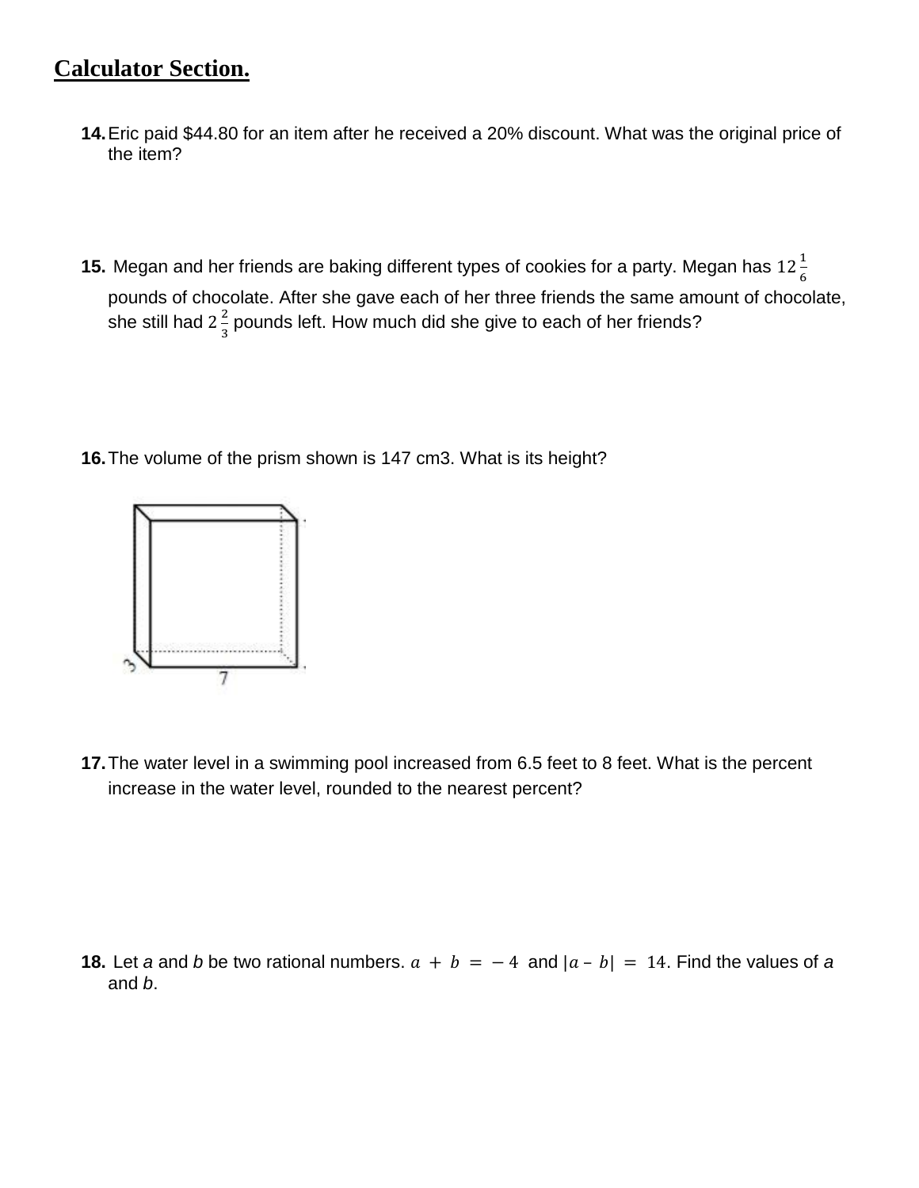## Calculator Section.

**14.** Eric paid $44.80 for an item after he received a 20% discount. What was the original price of the item?

**15.** Megan and her friends are baking different types of cookies for a party. Megan has $12\frac{1}{6}$ pounds of chocolate. After she gave each of her three friends the same amount of chocolate, she still had $2\frac{2}{3}$ pounds left. How much did she give to each of her friends?

**16.** The volume of the prism shown is 147 cm3. What is its height?

3

7

**17.** The water level in a swimming pool increased from 6.5 feet to 8 feet. What is the percent increase in the water level, rounded to the nearest percent?

**18.** Let *a* and *b* be two rational numbers. $a + b = -4$ and $|a - b| = 14$. Find the values of *a* and *b*.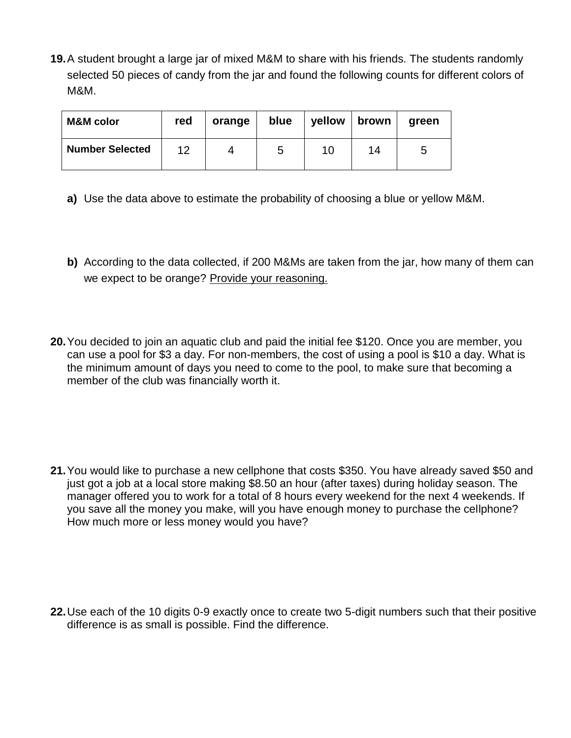**19.** A student brought a large jar of mixed M&M to share with his friends. The students randomly selected 50 pieces of candy from the jar and found the following counts for different colors of M&M.

| **M&M color** | **red** | **orange** | **blue** | **yellow** | **brown** | **green** |
|---|---|---|---|---|---|---|
| **Number Selected** | 12 | 4 | 5 | 10 | 14 | 5 |

**a)** Use the data above to estimate the probability of choosing a blue or yellow M&M.

**b)** According to the data collected, if 200 M&Ms are taken from the jar, how many of them can we expect to be orange? Provide your reasoning.

**20.** You decided to join an aquatic club and paid the initial fee $120. Once you are member, you can use a pool for $3 a day. For non-members, the cost of using a pool is $10 a day. What is the minimum amount of days you need to come to the pool, to make sure that becoming a member of the club was financially worth it.

**21.** You would like to purchase a new cellphone that costs $350. You have already saved $50 and just got a job at a local store making $8.50 an hour (after taxes) during holiday season. The manager offered you to work for a total of 8 hours every weekend for the next 4 weekends. If you save all the money you make, will you have enough money to purchase the cellphone? How much more or less money would you have?

**22.** Use each of the 10 digits 0-9 exactly once to create two 5-digit numbers such that their positive difference is as small is possible. Find the difference.